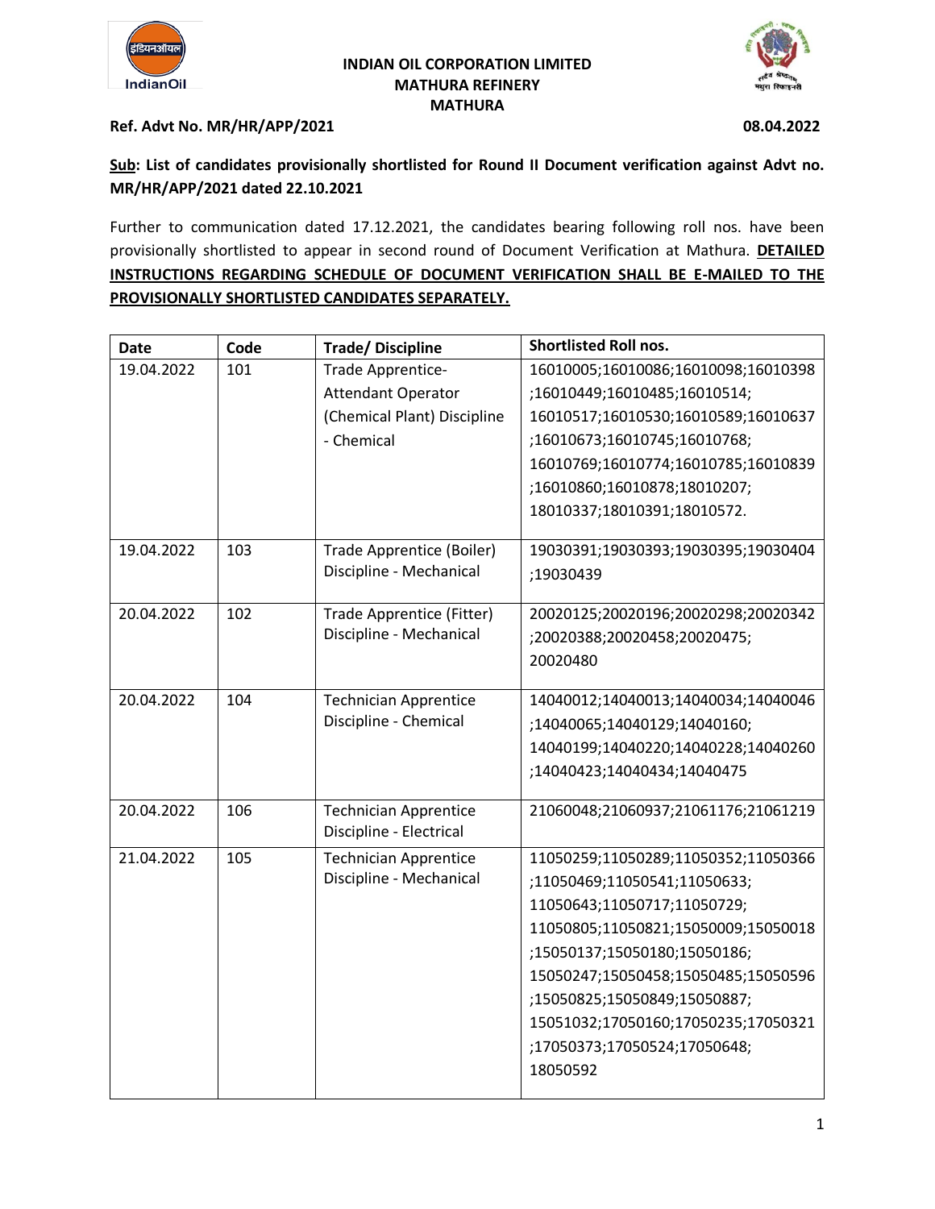**INDIAN OIL CORPORATION LIMITED**
**MATHURA REFINERY**
**MATHURA**

**Ref. Advt No. MR/HR/APP/2021** **08.04.2022**

**<u>Sub</u>: List of candidates provisionally shortlisted for Round II Document verification against Advt no. MR/HR/APP/2021 dated 22.10.2021**

Further to communication dated 17.12.2021, the candidates bearing following roll nos. have been provisionally shortlisted to appear in second round of Document Verification at Mathura. **<u>DETAILED INSTRUCTIONS REGARDING SCHEDULE OF DOCUMENT VERIFICATION SHALL BE E-MAILED TO THE PROVISIONALLY SHORTLISTED CANDIDATES SEPARATELY.</u>**

| Date | Code | Trade/ Discipline | Shortlisted Roll nos. |
|---|---|---|---|
| 19.04.2022 | 101 | Trade Apprentice- Attendant Operator (Chemical Plant) Discipline - Chemical | 16010005;16010086;16010098;16010398;16010449;16010485;16010514;16010517;16010530;16010589;16010637;16010673;16010745;16010768;16010769;16010774;16010785;16010839;16010860;16010878;18010207;18010337;18010391;18010572. |
| 19.04.2022 | 103 | Trade Apprentice (Boiler) Discipline - Mechanical | 19030391;19030393;19030395;19030404;19030439 |
| 20.04.2022 | 102 | Trade Apprentice (Fitter) Discipline - Mechanical | 20020125;20020196;20020298;20020342;20020388;20020458;20020475;20020480 |
| 20.04.2022 | 104 | Technician Apprentice Discipline - Chemical | 14040012;14040013;14040034;14040046;14040065;14040129;14040160;14040199;14040220;14040228;14040260;14040423;14040434;14040475 |
| 20.04.2022 | 106 | Technician Apprentice Discipline - Electrical | 21060048;21060937;21061176;21061219 |
| 21.04.2022 | 105 | Technician Apprentice Discipline - Mechanical | 11050259;11050289;11050352;11050366;11050469;11050541;11050633;11050643;11050717;11050729;11050805;11050821;15050009;15050018;15050137;15050180;15050186;15050247;15050458;15050485;15050596;15050825;15050849;15050887;15051032;17050160;17050235;17050321;17050373;17050524;17050648;18050592 |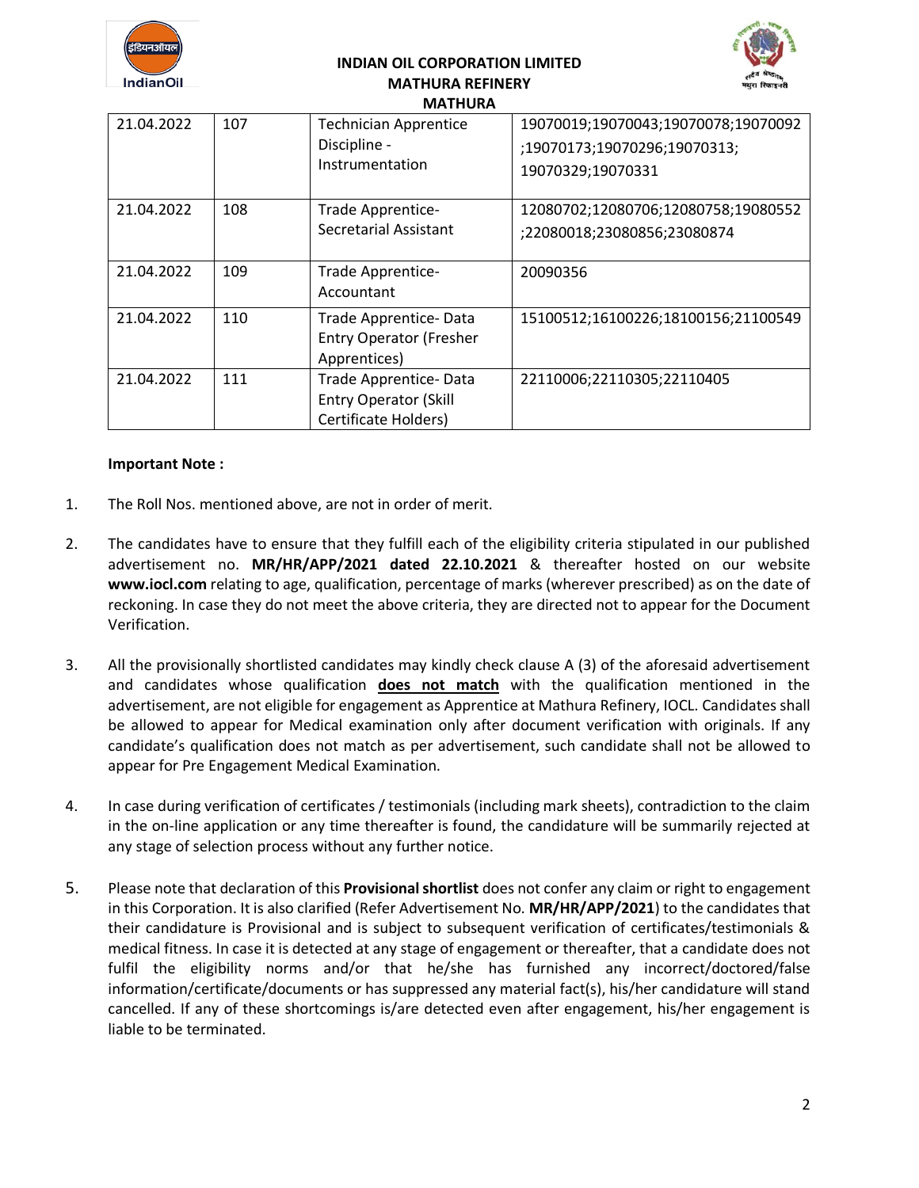INDIAN OIL CORPORATION LIMITED
MATHURA REFINERY
MATHURA

| | | | |
|---|---|---|---|
| 21.04.2022 | 107 | Technician Apprentice Discipline - Instrumentation | 19070019;19070043;19070078;19070092;19070173;19070296;19070313; 19070329;19070331 |
| 21.04.2022 | 108 | Trade Apprentice-Secretarial Assistant | 12080702;12080706;12080758;19080552;22080018;23080856;23080874 |
| 21.04.2022 | 109 | Trade Apprentice-Accountant | 20090356 |
| 21.04.2022 | 110 | Trade Apprentice- Data Entry Operator (Fresher Apprentices) | 15100512;16100226;18100156;21100549 |
| 21.04.2022 | 111 | Trade Apprentice- Data Entry Operator (Skill Certificate Holders) | 22110006;22110305;22110405 |

**Important Note :**

1. The Roll Nos. mentioned above, are not in order of merit.

2. The candidates have to ensure that they fulfill each of the eligibility criteria stipulated in our published advertisement no. **MR/HR/APP/2021 dated 22.10.2021** & thereafter hosted on our website **www.iocl.com** relating to age, qualification, percentage of marks (wherever prescribed) as on the date of reckoning. In case they do not meet the above criteria, they are directed not to appear for the Document Verification.

3. All the provisionally shortlisted candidates may kindly check clause A (3) of the aforesaid advertisement and candidates whose qualification **does not match** with the qualification mentioned in the advertisement, are not eligible for engagement as Apprentice at Mathura Refinery, IOCL. Candidates shall be allowed to appear for Medical examination only after document verification with originals. If any candidate's qualification does not match as per advertisement, such candidate shall not be allowed to appear for Pre Engagement Medical Examination.

4. In case during verification of certificates / testimonials (including mark sheets), contradiction to the claim in the on-line application or any time thereafter is found, the candidature will be summarily rejected at any stage of selection process without any further notice.

5. Please note that declaration of this **Provisional shortlist** does not confer any claim or right to engagement in this Corporation. It is also clarified (Refer Advertisement No. **MR/HR/APP/2021**) to the candidates that their candidature is Provisional and is subject to subsequent verification of certificates/testimonials & medical fitness. In case it is detected at any stage of engagement or thereafter, that a candidate does not fulfil the eligibility norms and/or that he/she has furnished any incorrect/doctored/false information/certificate/documents or has suppressed any material fact(s), his/her candidature will stand cancelled. If any of these shortcomings is/are detected even after engagement, his/her engagement is liable to be terminated.